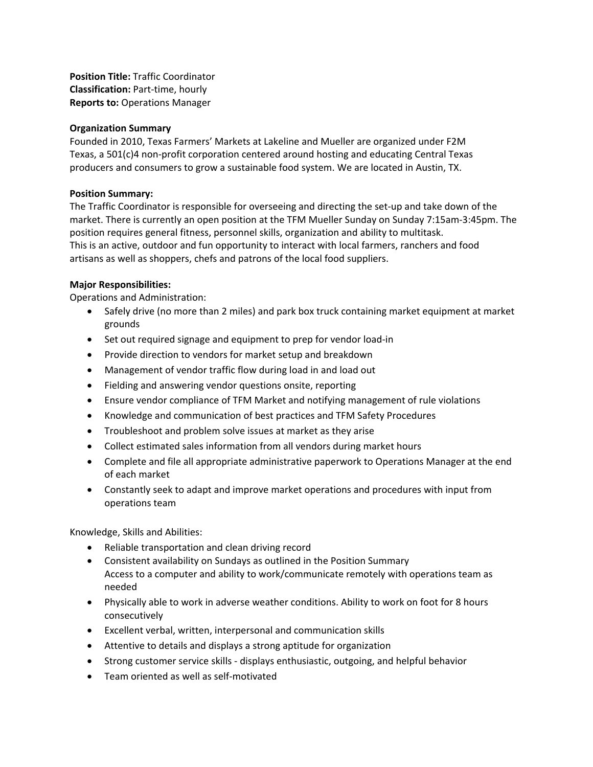**Position Title:** Traffic Coordinator
**Classification:** Part-time, hourly
**Reports to:** Operations Manager

**Organization Summary**
Founded in 2010, Texas Farmers' Markets at Lakeline and Mueller are organized under F2M Texas, a 501(c)4 non-profit corporation centered around hosting and educating Central Texas producers and consumers to grow a sustainable food system. We are located in Austin, TX.

**Position Summary:**
The Traffic Coordinator is responsible for overseeing and directing the set-up and take down of the market. There is currently an open position at the TFM Mueller Sunday on Sunday 7:15am-3:45pm. The position requires general fitness, personnel skills, organization and ability to multitask.
This is an active, outdoor and fun opportunity to interact with local farmers, ranchers and food artisans as well as shoppers, chefs and patrons of the local food suppliers.

**Major Responsibilities:**
Operations and Administration:

- Safely drive (no more than 2 miles) and park box truck containing market equipment at market grounds
- Set out required signage and equipment to prep for vendor load-in
- Provide direction to vendors for market setup and breakdown
- Management of vendor traffic flow during load in and load out
- Fielding and answering vendor questions onsite, reporting
- Ensure vendor compliance of TFM Market and notifying management of rule violations
- Knowledge and communication of best practices and TFM Safety Procedures
- Troubleshoot and problem solve issues at market as they arise
- Collect estimated sales information from all vendors during market hours
- Complete and file all appropriate administrative paperwork to Operations Manager at the end of each market
- Constantly seek to adapt and improve market operations and procedures with input from operations team

Knowledge, Skills and Abilities:

- Reliable transportation and clean driving record
- Consistent availability on Sundays as outlined in the Position Summary
  Access to a computer and ability to work/communicate remotely with operations team as needed
- Physically able to work in adverse weather conditions. Ability to work on foot for 8 hours consecutively
- Excellent verbal, written, interpersonal and communication skills
- Attentive to details and displays a strong aptitude for organization
- Strong customer service skills - displays enthusiastic, outgoing, and helpful behavior
- Team oriented as well as self-motivated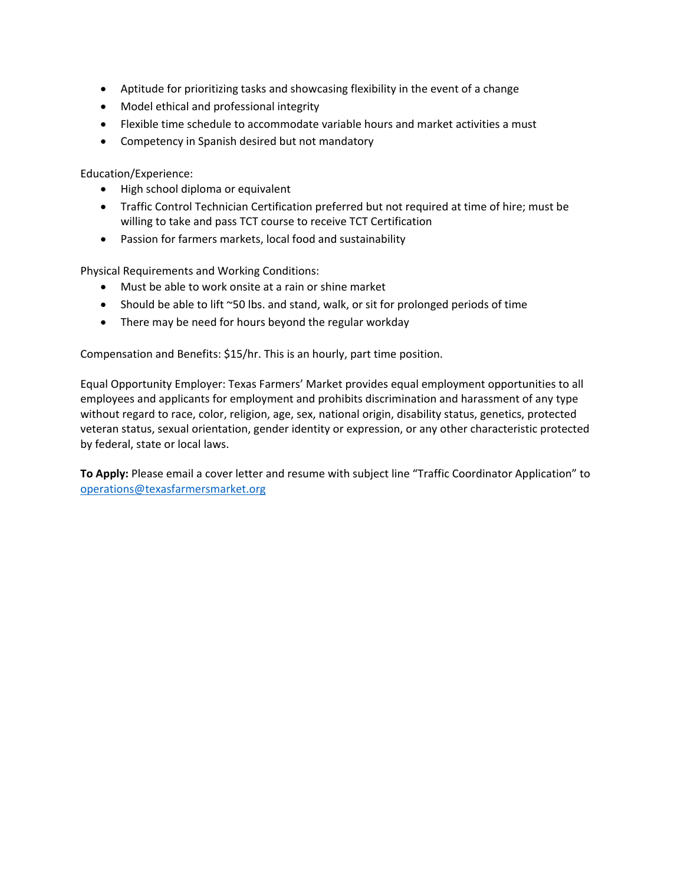- Aptitude for prioritizing tasks and showcasing flexibility in the event of a change
- Model ethical and professional integrity
- Flexible time schedule to accommodate variable hours and market activities a must
- Competency in Spanish desired but not mandatory

Education/Experience:

- High school diploma or equivalent
- Traffic Control Technician Certification preferred but not required at time of hire; must be willing to take and pass TCT course to receive TCT Certification
- Passion for farmers markets, local food and sustainability

Physical Requirements and Working Conditions:

- Must be able to work onsite at a rain or shine market
- Should be able to lift ~50 lbs. and stand, walk, or sit for prolonged periods of time
- There may be need for hours beyond the regular workday

Compensation and Benefits: $15/hr. This is an hourly, part time position.

Equal Opportunity Employer: Texas Farmers' Market provides equal employment opportunities to all employees and applicants for employment and prohibits discrimination and harassment of any type without regard to race, color, religion, age, sex, national origin, disability status, genetics, protected veteran status, sexual orientation, gender identity or expression, or any other characteristic protected by federal, state or local laws.

**To Apply:** Please email a cover letter and resume with subject line "Traffic Coordinator Application" to operations@texasfarmersmarket.org